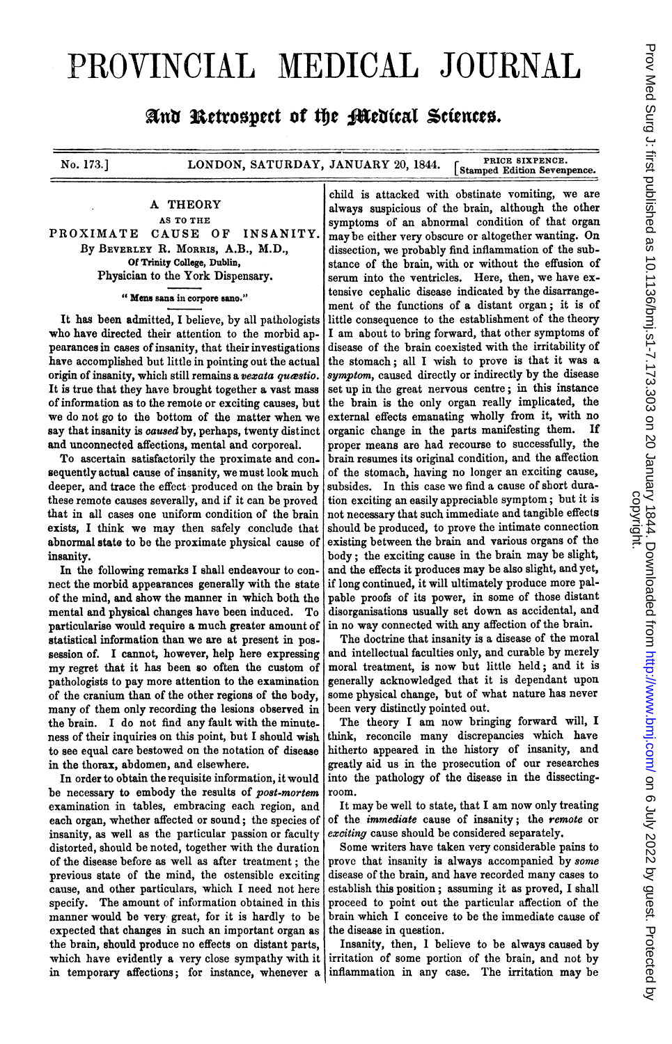# PROVINCIAL MEDICAL JOURNAL

## And Retrospect of the Medical Sciences.

No. 173.] LONDON, SATURDAY, JANUARY 20, 1844. [PRICE SIXPENCE. Stamped Edition Sevenpence.

## A THEORY AS TO THE PROXIMATE CAUSE OF INSANITY.

By BEVERLEY R. MORRIS, A.B., M.D.,
Of Trinity College, Dublin,
Physician to the York Dispensary.

"Mens sana in corpore sano."

It has been admitted, I believe, by all pathologists who have directed their attention to the morbid appearances in cases of insanity, that their investigations have accomplished but little in pointing out the actual origin of insanity, which still remains a *vexata quæstio*. It is true that they have brought together a vast mass of information as to the remote or exciting causes, but we do not go to the bottom of the matter when we say that insanity is *caused* by, perhaps, twenty distinct and unconnected affections, mental and corporeal.

To ascertain satisfactorily the proximate and consequently actual cause of insanity, we must look much deeper, and trace the effect produced on the brain by these remote causes severally, and if it can be proved that in all cases one uniform condition of the brain exists, I think we may then safely conclude that abnormal state to be the proximate physical cause of insanity.

In the following remarks I shall endeavour to connect the morbid appearances generally with the state of the mind, and show the manner in which both the mental and physical changes have been induced. To particularise would require a much greater amount of statistical information than we are at present in possession of. I cannot, however, help here expressing my regret that it has been so often the custom of pathologists to pay more attention to the examination of the cranium than of the other regions of the body, many of them only recording the lesions observed in the brain. I do not find any fault with the minuteness of their inquiries on this point, but I should wish to see equal care bestowed on the notation of disease in the thorax, abdomen, and elsewhere.

In order to obtain the requisite information, it would be necessary to embody the results of *post-mortem* examination in tables, embracing each region, and each organ, whether affected or sound; the species of insanity, as well as the particular passion or faculty distorted, should be noted, together with the duration of the disease before as well as after treatment; the previous state of the mind, the ostensible exciting cause, and other particulars, which I need not here specify. The amount of information obtained in this manner would be very great, for it is hardly to be expected that changes in such an important organ as the brain, should produce no effects on distant parts, which have evidently a very close sympathy with it in temporary affections; for instance, whenever a child is attacked with obstinate vomiting, we are always suspicious of the brain, although the other symptoms of an abnormal condition of that organ may be either very obscure or altogether wanting. On dissection, we probably find inflammation of the substance of the brain, with or without the effusion of serum into the ventricles. Here, then, we have extensive cephalic disease indicated by the disarrangement of the functions of a distant organ; it is of little consequence to the establishment of the theory I am about to bring forward, that other symptoms of disease of the brain coexisted with the irritability of the stomach; all I wish to prove is that it was a *symptom*, caused directly or indirectly by the disease set up in the great nervous centre; in this instance the brain is the only organ really implicated, the external effects emanating wholly from it, with no organic change in the parts manifesting them. If proper means are had recourse to successfully, the brain resumes its original condition, and the affection of the stomach, having no longer an exciting cause, subsides. In this case we find a cause of short duration exciting an easily appreciable symptom; but it is not necessary that such immediate and tangible effects should be produced, to prove the intimate connection existing between the brain and various organs of the body; the exciting cause in the brain may be slight, and the effects it produces may be also slight, and yet, if long continued, it will ultimately produce more palpable proofs of its power, in some of those distant disorganisations usually set down as accidental, and in no way connected with any affection of the brain.

The doctrine that insanity is a disease of the moral and intellectual faculties only, and curable by merely moral treatment, is now but little held; and it is generally acknowledged that it is dependant upon some physical change, but of what nature has never been very distinctly pointed out.

The theory I am now bringing forward will, I think, reconcile many discrepancies which have hitherto appeared in the history of insanity, and greatly aid us in the prosecution of our researches into the pathology of the disease in the dissecting-room.

It may be well to state, that I am now only treating of the *immediate* cause of insanity; the *remote* or *exciting* cause should be considered separately.

Some writers have taken very considerable pains to prove that insanity is always accompanied by *some* disease of the brain, and have recorded many cases to establish this position; assuming it as proved, I shall proceed to point out the particular affection of the brain which I conceive to be the immediate cause of the disease in question.

Insanity, then, I believe to be always caused by irritation of some portion of the brain, and not by inflammation in any case. The irritation may be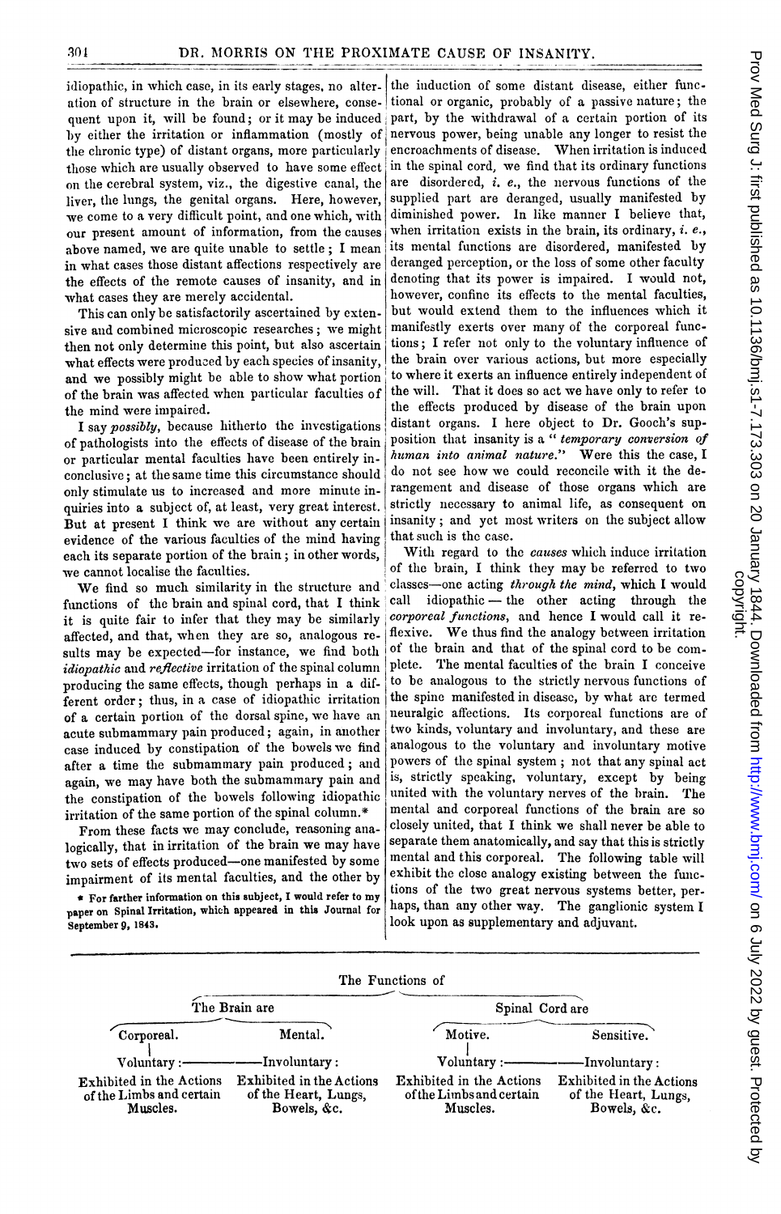idiopathic, in which case, in its early stages, no alteration of structure in the brain or elsewhere, consequent upon it, will be found; or it may be induced by either the irritation or inflammation (mostly of the chronic type) of distant organs, more particularly those which are usually observed to have some effect on the cerebral system, viz., the digestive canal, the liver, the lungs, the genital organs. Here, however, we come to a very difficult point, and one which, with our present amount of information, from the causes above named, we are quite unable to settle; I mean in what cases those distant affections respectively are the effects of the remote causes of insanity, and in what cases they are merely accidental.

This can only be satisfactorily ascertained by extensive and combined microscopic researches; we might then not only determine this point, but also ascertain what effects were produced by each species of insanity, and we possibly might be able to show what portion of the brain was affected when particular faculties of the mind were impaired.

I say *possibly*, because hitherto the investigations of pathologists into the effects of disease of the brain or particular mental faculties have been entirely inconclusive; at the same time this circumstance should only stimulate us to increased and more minute inquiries into a subject of, at least, very great interest. But at present I think we are without any certain evidence of the various faculties of the mind having each its separate portion of the brain; in other words, we cannot localise the faculties.

We find so much similarity in the structure and functions of the brain and spinal cord, that I think it is quite fair to infer that they may be similarly affected, and that, when they are so, analogous results may be expected—for instance, we find both *idiopathic* and *reflective* irritation of the spinal column producing the same effects, though perhaps in a different order; thus, in a case of idiopathic irritation of a certain portion of the dorsal spine, we have an acute submammary pain produced; again, in another case induced by constipation of the bowels we find after a time the submammary pain produced; and again, we may have both the submammary pain and the constipation of the bowels following idiopathic irritation of the same portion of the spinal column.*

From these facts we may conclude, reasoning analogically, that in irritation of the brain we may have two sets of effects produced—one manifested by some impairment of its mental faculties, and the other by the induction of some distant disease, either functional or organic, probably of a passive nature; the part, by the withdrawal of a certain portion of its nervous power, being unable any longer to resist the encroachments of disease. When irritation is induced in the spinal cord, we find that its ordinary functions are disordered, *i. e.*, the nervous functions of the supplied part are deranged, usually manifested by diminished power. In like manner I believe that, when irritation exists in the brain, its ordinary, *i. e.*, its mental functions are disordered, manifested by deranged perception, or the loss of some other faculty denoting that its power is impaired. I would not, however, confine its effects to the mental faculties, but would extend them to the influences which it manifestly exerts over many of the corporeal functions; I refer not only to the voluntary influence of the brain over various actions, but more especially to where it exerts an influence entirely independent of the will. That it does so act we have only to refer to the effects produced by disease of the brain upon distant organs. I here object to Dr. Gooch's supposition that insanity is a "*temporary conversion of human into animal nature.*" Were this the case, I do not see how we could reconcile with it the derangement and disease of those organs which are strictly necessary to animal life, as consequent on insanity; and yet most writers on the subject allow that such is the case.

With regard to the *causes* which induce irritation of the brain, I think they may be referred to two classes—one acting *through the mind*, which I would call idiopathic — the other acting through the *corporeal functions*, and hence I would call it reflexive. We thus find the analogy between irritation of the brain and that of the spinal cord to be complete. The mental faculties of the brain I conceive to be analogous to the strictly nervous functions of the spine manifested in disease, by what are termed neuralgic affections. Its corporeal functions are of two kinds, voluntary and involuntary, and these are analogous to the voluntary and involuntary motive powers of the spinal system; not that any spinal act is, strictly speaking, voluntary, except by being united with the voluntary nerves of the brain. The mental and corporeal functions of the brain are so closely united, that I think we shall never be able to separate them anatomically, and say that this is strictly mental and this corporeal. The following table will exhibit the close analogy existing between the functions of the two great nervous systems better, perhaps, than any other way. The ganglionic system I look upon as supplementary and adjuvant.

\* For farther information on this subject, I would refer to my paper on Spinal Irritation, which appeared in this Journal for September 9, 1843.

The Functions of

| The Brain are | | Spinal Cord are | |
|---|---|---|---|
| Corporeal. | Mental. | Motive. | Sensitive. |
| Voluntary: | Involuntary: | Voluntary: | Involuntary: |
| Exhibited in the Actions of the Limbs and certain Muscles. | Exhibited in the Actions of the Heart, Lungs, Bowels, &c. | Exhibited in the Actions of the Limbs and certain Muscles. | Exhibited in the Actions of the Heart, Lungs, Bowels, &c. |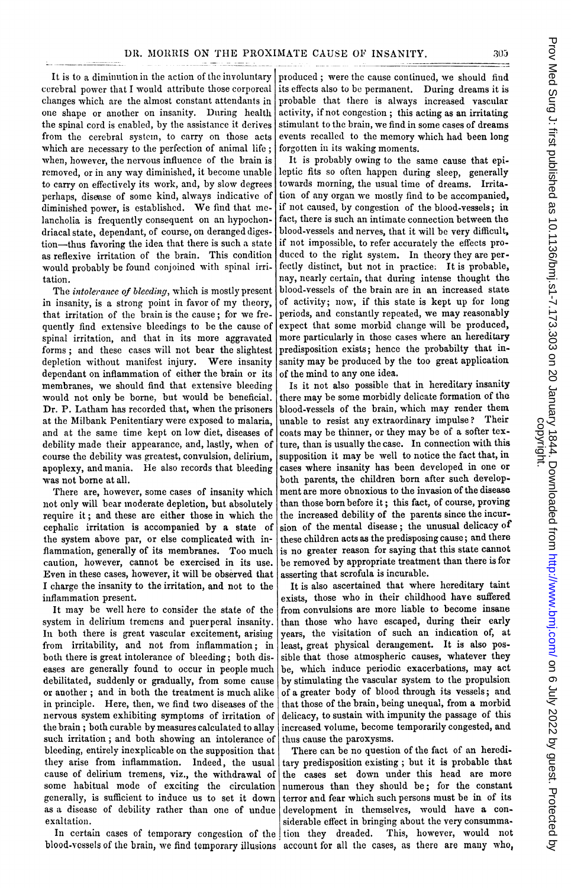It is to a diminution in the action of the involuntary cerebral power that I would attribute those corporeal changes which are the almost constant attendants in one shape or another on insanity. During health the spinal cord is enabled, by the assistance it derives from the cerebral system, to carry on those acts which are necessary to the perfection of animal life; when, however, the nervous influence of the brain is removed, or in any way diminished, it become unable to carry on effectively its work, and, by slow degrees perhaps, disease of some kind, always indicative of diminished power, is established. We find that melancholia is frequently consequent on an hypochondriacal state, dependant, of course, on deranged digestion—thus favoring the idea that there is such a state as reflexive irritation of the brain. This condition would probably be found conjoined with spinal irritation.

The *intolerance of bleeding*, which is mostly present in insanity, is a strong point in favor of my theory, that irritation of the brain is the cause; for we frequently find extensive bleedings to be the cause of spinal irritation, and that in its more aggravated forms; and these cases will not bear the slightest depletion without manifest injury. Were insanity dependant on inflammation of either the brain or its membranes, we should find that extensive bleeding would not only be borne, but would be beneficial. Dr. P. Latham has recorded that, when the prisoners at the Milbank Penitentiary were exposed to malaria, and at the same time kept on low diet, diseases of debility made their appearance, and, lastly, when of course the debility was greatest, convulsion, delirium, apoplexy, and mania. He also records that bleeding was not borne at all.

There are, however, some cases of insanity which not only will bear moderate depletion, but absolutely require it; and these are either those in which the cephalic irritation is accompanied by a state of the system above par, or else complicated with inflammation, generally of its membranes. Too much caution, however, cannot be exercised in its use. Even in these cases, however, it will be observed that I charge the insanity to the irritation, and not to the inflammation present.

It may be well here to consider the state of the system in delirium tremens and puerperal insanity. In both there is great vascular excitement, arising from irritability, and not from inflammation; in both there is great intolerance of bleeding; both diseases are generally found to occur in people much debilitated, suddenly or gradually, from some cause or another; and in both the treatment is much alike in principle. Here, then, we find two diseases of the nervous system exhibiting symptoms of irritation of the brain; both curable by measures calculated to allay such irritation; and both showing an intolerance of bleeding, entirely inexplicable on the supposition that they arise from inflammation. Indeed, the usual cause of delirium tremens, viz., the withdrawal of some habitual mode of exciting the circulation generally, is sufficient to induce us to set it down as a disease of debility rather than one of undue exaltation.

In certain cases of temporary congestion of the blood-vessels of the brain, we find temporary illusions produced; were the cause continued, we should find its effects also to be permanent. During dreams it is probable that there is always increased vascular activity, if not congestion; this acting as an irritating stimulant to the brain, we find in some cases of dreams events recalled to the memory which had been long forgotten in its waking moments.

It is probably owing to the same cause that epileptic fits so often happen during sleep, generally towards morning, the usual time of dreams. Irritation of any organ we mostly find to be accompanied, if not caused, by congestion of the blood-vessels; in fact, there is such an intimate connection between the blood-vessels and nerves, that it will be very difficult, if not impossible, to refer accurately the effects produced to the right system. In theory they are perfectly distinct, but not in practice. It is probable, nay, nearly certain, that during intense thought the blood-vessels of the brain are in an increased state of activity; now, if this state is kept up for long periods, and constantly repeated, we may reasonably expect that some morbid change will be produced, more particularly in those cases where an hereditary predisposition exists; hence the probabilty that insanity may be produced by the too great application of the mind to any one idea.

Is it not also possible that in hereditary insanity there may be some morbidly delicate formation of the blood-vessels of the brain, which may render them unable to resist any extraordinary impulse? Their coats may be thinner, or they may be of a softer texture, than is usually the case. In connection with this supposition it may be well to notice the fact that, in cases where insanity has been developed in one or both parents, the children born after such development are more obnoxious to the invasion of the disease than those born before it; this fact, of course, proving the increased debility of the parents since the incursion of the mental disease; the unusual delicacy of these children acts as the predisposing cause; and there is no greater reason for saying that this state cannot be removed by appropriate treatment than there is for asserting that scrofula is incurable.

It is also ascertained that where hereditary taint exists, those who in their childhood have suffered from convulsions are more liable to become insane than those who have escaped, during their early years, the visitation of such an indication of, at least, great physical derangement. It is also possible that those atmospheric causes, whatever they be, which induce periodic exacerbations, may act by stimulating the vascular system to the propulsion of a greater body of blood through its vessels; and that those of the brain, being unequal, from a morbid delicacy, to sustain with impunity the passage of this increased volume, become temporarily congested, and thus cause the paroxysms.

There can be no question of the fact of an hereditary predisposition existing; but it is probable that the cases set down under this head are more numerous than they should be; for the constant terror and fear which such persons must be in of its development in themselves, would have a considerable effect in bringing about the very consummation they dreaded. This, however, would not account for all the cases, as there are many who,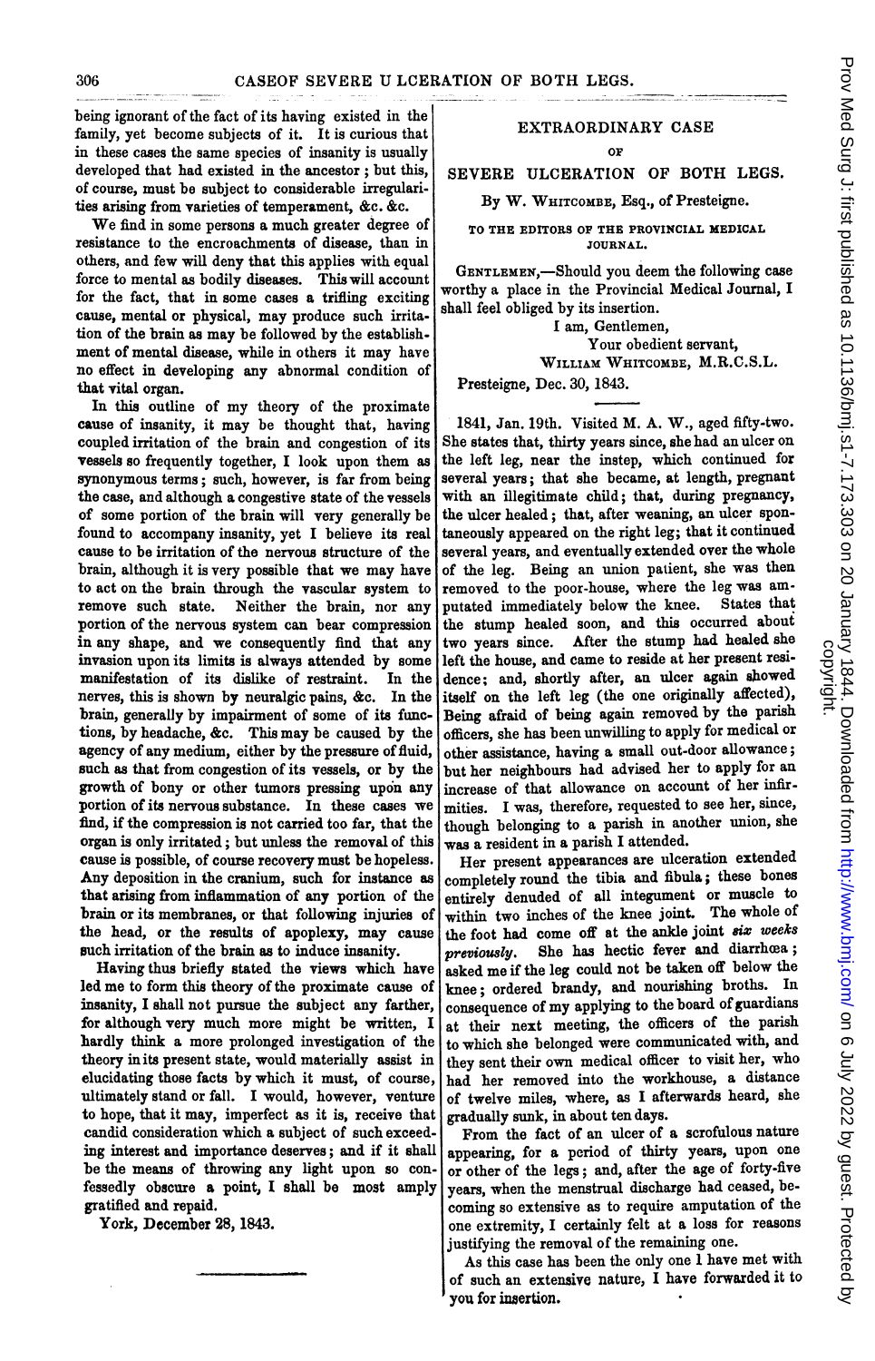being ignorant of the fact of its having existed in the family, yet become subjects of it. It is curious that in these cases the same species of insanity is usually developed that had existed in the ancestor; but this, of course, must be subject to considerable irregularities arising from varieties of temperament, &c. &c.

We find in some persons a much greater degree of resistance to the encroachments of disease, than in others, and few will deny that this applies with equal force to mental as bodily diseases. This will account for the fact, that in some cases a trifling exciting cause, mental or physical, may produce such irritation of the brain as may be followed by the establishment of mental disease, while in others it may have no effect in developing any abnormal condition of that vital organ.

In this outline of my theory of the proximate cause of insanity, it may be thought that, having coupled irritation of the brain and congestion of its vessels so frequently together, I look upon them as synonymous terms; such, however, is far from being the case, and although a congestive state of the vessels of some portion of the brain will very generally be found to accompany insanity, yet I believe its real cause to be irritation of the nervous structure of the brain, although it is very possible that we may have to act on the brain through the vascular system to remove such state. Neither the brain, nor any portion of the nervous system can bear compression in any shape, and we consequently find that any invasion upon its limits is always attended by some manifestation of its dislike of restraint. In the nerves, this is shown by neuralgic pains, &c. In the brain, generally by impairment of some of its functions, by headache, &c. This may be caused by the agency of any medium, either by the pressure of fluid, such as that from congestion of its vessels, or by the growth of bony or other tumors pressing upon any portion of its nervous substance. In these cases we find, if the compression is not carried too far, that the organ is only irritated; but unless the removal of this cause is possible, of course recovery must be hopeless. Any deposition in the cranium, such for instance as that arising from inflammation of any portion of the brain or its membranes, or that following injuries of the head, or the results of apoplexy, may cause such irritation of the brain as to induce insanity.

Having thus briefly stated the views which have led me to form this theory of the proximate cause of insanity, I shall not pursue the subject any farther, for although very much more might be written, I hardly think a more prolonged investigation of the theory in its present state, would materially assist in elucidating those facts by which it must, of course, ultimately stand or fall. I would, however, venture to hope, that it may, imperfect as it is, receive that candid consideration which a subject of such exceeding interest and importance deserves; and if it shall be the means of throwing any light upon so confessedly obscure a point, I shall be most amply gratified and repaid.

York, December 28, 1843.

---

## EXTRAORDINARY CASE OF SEVERE ULCERATION OF BOTH LEGS.

By W. Whitcombe, Esq., of Presteigne.

TO THE EDITORS OF THE PROVINCIAL MEDICAL JOURNAL.

Gentlemen,—Should you deem the following case worthy a place in the Provincial Medical Journal, I shall feel obliged by its insertion.

I am, Gentlemen,
Your obedient servant,
William Whitcombe, M.R.C.S.L.

Presteigne, Dec. 30, 1843.

---

1841, Jan. 19th. Visited M. A. W., aged fifty-two. She states that, thirty years since, she had an ulcer on the left leg, near the instep, which continued for several years; that she became, at length, pregnant with an illegitimate child; that, during pregnancy, the ulcer healed; that, after weaning, an ulcer spontaneously appeared on the right leg; that it continued several years, and eventually extended over the whole of the leg. Being an union patient, she was then removed to the poor-house, where the leg was amputated immediately below the knee. States that the stump healed soon, and this occurred about two years since. After the stump had healed she left the house, and came to reside at her present residence; and, shortly after, an ulcer again showed itself on the left leg (the one originally affected). Being afraid of being again removed by the parish officers, she has been unwilling to apply for medical or other assistance, having a small out-door allowance; but her neighbours had advised her to apply for an increase of that allowance on account of her infirmities. I was, therefore, requested to see her, since, though belonging to a parish in another union, she was a resident in a parish I attended.

Her present appearances are ulceration extended completely round the tibia and fibula; these bones entirely denuded of all integument or muscle to within two inches of the knee joint. The whole of the foot had come off at the ankle joint *six weeks previously*. She has hectic fever and diarrhœa; asked me if the leg could not be taken off below the knee; ordered brandy, and nourishing broths. In consequence of my applying to the board of guardians at their next meeting, the officers of the parish to which she belonged were communicated with, and they sent their own medical officer to visit her, who had her removed into the workhouse, a distance of twelve miles, where, as I afterwards heard, she gradually sunk, in about ten days.

From the fact of an ulcer of a scrofulous nature appearing, for a period of thirty years, upon one or other of the legs; and, after the age of forty-five years, when the menstrual discharge had ceased, becoming so extensive as to require amputation of the one extremity, I certainly felt at a loss for reasons justifying the removal of the remaining one.

As this case has been the only one I have met with of such an extensive nature, I have forwarded it to you for insertion.